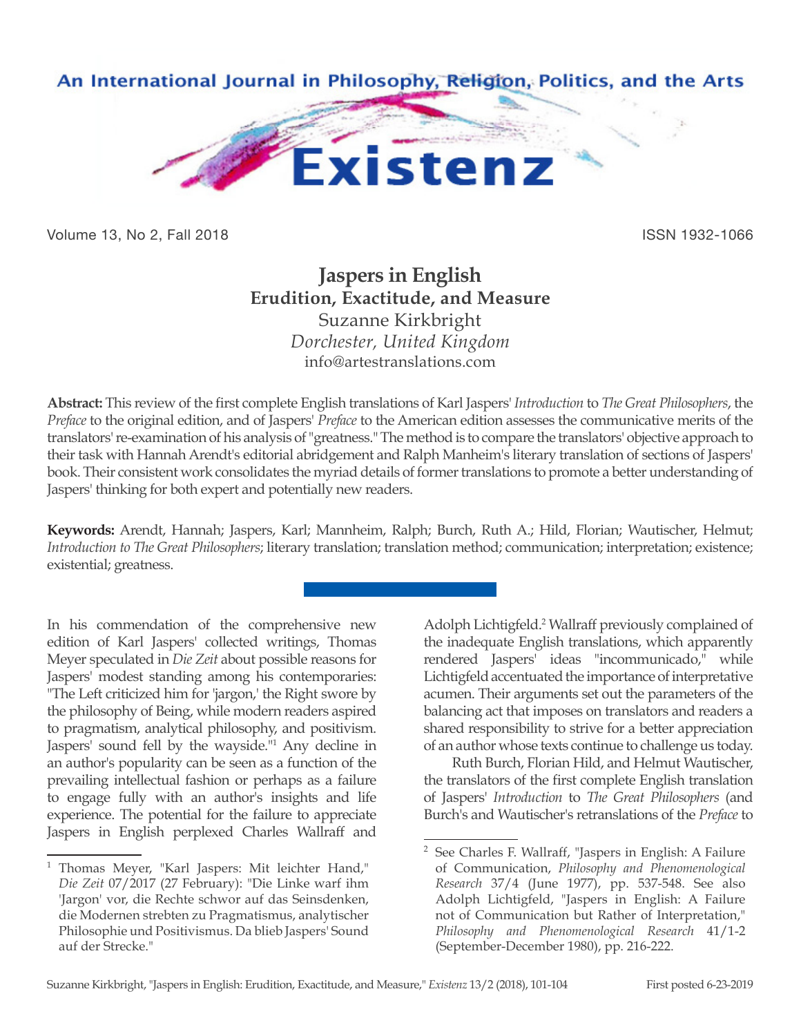# Jaspers in English

## Erudition, Exactitude, and Measure

Suzanne Kirkbright
*Dorchester, United Kingdom*
info@artestranslations.com

**Abstract:** This review of the first complete English translations of Karl Jaspers' *Introduction* to *The Great Philosophers*, the *Preface* to the original edition, and of Jaspers' *Preface* to the American edition assesses the communicative merits of the translators' re-examination of his analysis of "greatness." The method is to compare the translators' objective approach to their task with Hannah Arendt's editorial abridgement and Ralph Manheim's literary translation of sections of Jaspers' book. Their consistent work consolidates the myriad details of former translations to promote a better understanding of Jaspers' thinking for both expert and potentially new readers.

**Keywords:** Arendt, Hannah; Jaspers, Karl; Mannheim, Ralph; Burch, Ruth A.; Hild, Florian; Wautischer, Helmut; *Introduction to The Great Philosophers*; literary translation; translation method; communication; interpretation; existence; existential; greatness.

---

In his commendation of the comprehensive new edition of Karl Jaspers' collected writings, Thomas Meyer speculated in *Die Zeit* about possible reasons for Jaspers' modest standing among his contemporaries: "The Left criticized him for 'jargon,' the Right swore by the philosophy of Being, while modern readers aspired to pragmatism, analytical philosophy, and positivism. Jaspers' sound fell by the wayside."[1] Any decline in an author's popularity can be seen as a function of the prevailing intellectual fashion or perhaps as a failure to engage fully with an author's insights and life experience. The potential for the failure to appreciate Jaspers in English perplexed Charles Wallraff and Adolph Lichtigfeld.[2] Wallraff previously complained of the inadequate English translations, which apparently rendered Jaspers' ideas "incommunicado," while Lichtigfeld accentuated the importance of interpretative acumen. Their arguments set out the parameters of the balancing act that imposes on translators and readers a shared responsibility to strive for a better appreciation of an author whose texts continue to challenge us today.

Ruth Burch, Florian Hild, and Helmut Wautischer, the translators of the first complete English translation of Jaspers' *Introduction* to *The Great Philosophers* (and Burch's and Wautischer's retranslations of the *Preface* to

---

[1] Thomas Meyer, "Karl Jaspers: Mit leichter Hand," *Die Zeit* 07/2017 (27 February): "Die Linke warf ihm 'Jargon' vor, die Rechte schwor auf das Seinsdenken, die Modernen strebten zu Pragmatismus, analytischer Philosophie und Positivismus. Da blieb Jaspers' Sound auf der Strecke."

[2] See Charles F. Wallraff, "Jaspers in English: A Failure of Communication, *Philosophy and Phenomenological Research* 37/4 (June 1977), pp. 537-548. See also Adolph Lichtigfeld, "Jaspers in English: A Failure not of Communication but Rather of Interpretation," *Philosophy and Phenomenological Research* 41/1-2 (September-December 1980), pp. 216-222.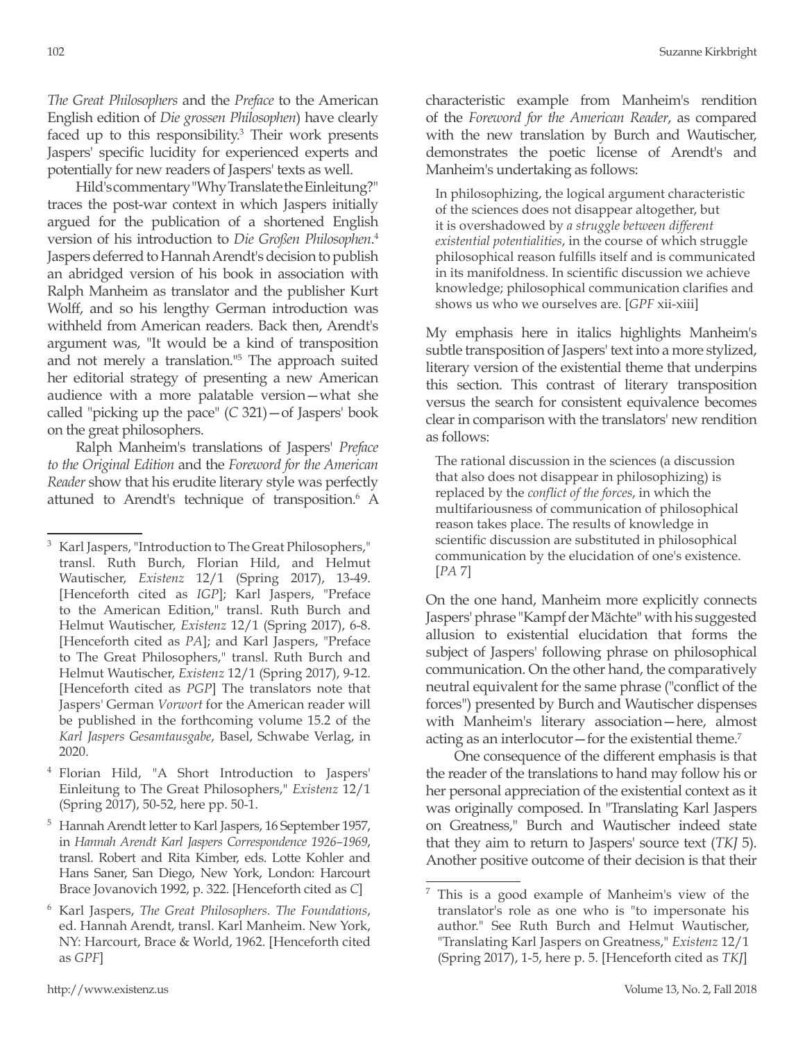*The Great Philosophers* and the *Preface* to the American English edition of *Die grossen Philosophen*) have clearly faced up to this responsibility.[3] Their work presents Jaspers' specific lucidity for experienced experts and potentially for new readers of Jaspers' texts as well.

Hild's commentary "Why Translate the Einleitung?" traces the post-war context in which Jaspers initially argued for the publication of a shortened English version of his introduction to *Die Großen Philosophen*.[4] Jaspers deferred to Hannah Arendt's decision to publish an abridged version of his book in association with Ralph Manheim as translator and the publisher Kurt Wolff, and so his lengthy German introduction was withheld from American readers. Back then, Arendt's argument was, "It would be a kind of transposition and not merely a translation."[5] The approach suited her editorial strategy of presenting a new American audience with a more palatable version—what she called "picking up the pace" (*C* 321)—of Jaspers' book on the great philosophers.

Ralph Manheim's translations of Jaspers' *Preface to the Original Edition* and the *Foreword for the American Reader* show that his erudite literary style was perfectly attuned to Arendt's technique of transposition.[6] A characteristic example from Manheim's rendition of the *Foreword for the American Reader*, as compared with the new translation by Burch and Wautischer, demonstrates the poetic license of Arendt's and Manheim's undertaking as follows:

> In philosophizing, the logical argument characteristic of the sciences does not disappear altogether, but it is overshadowed by *a struggle between different existential potentialities*, in the course of which struggle philosophical reason fulfills itself and is communicated in its manifoldness. In scientific discussion we achieve knowledge; philosophical communication clarifies and shows us who we ourselves are. [*GPF* xii-xiii]

My emphasis here in italics highlights Manheim's subtle transposition of Jaspers' text into a more stylized, literary version of the existential theme that underpins this section. This contrast of literary transposition versus the search for consistent equivalence becomes clear in comparison with the translators' new rendition as follows:

> The rational discussion in the sciences (a discussion that also does not disappear in philosophizing) is replaced by the *conflict of the forces*, in which the multifariousness of communication of philosophical reason takes place. The results of knowledge in scientific discussion are substituted in philosophical communication by the elucidation of one's existence. [*PA* 7]

On the one hand, Manheim more explicitly connects Jaspers' phrase "Kampf der Mächte" with his suggested allusion to existential elucidation that forms the subject of Jaspers' following phrase on philosophical communication. On the other hand, the comparatively neutral equivalent for the same phrase ("conflict of the forces") presented by Burch and Wautischer dispenses with Manheim's literary association—here, almost acting as an interlocutor—for the existential theme.[7]

One consequence of the different emphasis is that the reader of the translations to hand may follow his or her personal appreciation of the existential context as it was originally composed. In "Translating Karl Jaspers on Greatness," Burch and Wautischer indeed state that they aim to return to Jaspers' source text (*TKJ* 5). Another positive outcome of their decision is that their

---

[3] Karl Jaspers, "Introduction to The Great Philosophers," transl. Ruth Burch, Florian Hild, and Helmut Wautischer, *Existenz* 12/1 (Spring 2017), 13-49. [Henceforth cited as *IGP*]; Karl Jaspers, "Preface to the American Edition," transl. Ruth Burch and Helmut Wautischer, *Existenz* 12/1 (Spring 2017), 6-8. [Henceforth cited as *PA*]; and Karl Jaspers, "Preface to The Great Philosophers," transl. Ruth Burch and Helmut Wautischer, *Existenz* 12/1 (Spring 2017), 9-12. [Henceforth cited as *PGP*] The translators note that Jaspers' German *Vorwort* for the American reader will be published in the forthcoming volume 15.2 of the *Karl Jaspers Gesamtausgabe*, Basel, Schwabe Verlag, in 2020.

[4] Florian Hild, "A Short Introduction to Jaspers' Einleitung to The Great Philosophers," *Existenz* 12/1 (Spring 2017), 50-52, here pp. 50-1.

[5] Hannah Arendt letter to Karl Jaspers, 16 September 1957, in *Hannah Arendt Karl Jaspers Correspondence 1926–1969*, transl. Robert and Rita Kimber, eds. Lotte Kohler and Hans Saner, San Diego, New York, London: Harcourt Brace Jovanovich 1992, p. 322. [Henceforth cited as *C*]

[6] Karl Jaspers, *The Great Philosophers. The Foundations*, ed. Hannah Arendt, transl. Karl Manheim. New York, NY: Harcourt, Brace & World, 1962. [Henceforth cited as *GPF*]

[7] This is a good example of Manheim's view of the translator's role as one who is "to impersonate his author." See Ruth Burch and Helmut Wautischer, "Translating Karl Jaspers on Greatness," *Existenz* 12/1 (Spring 2017), 1-5, here p. 5. [Henceforth cited as *TKJ*]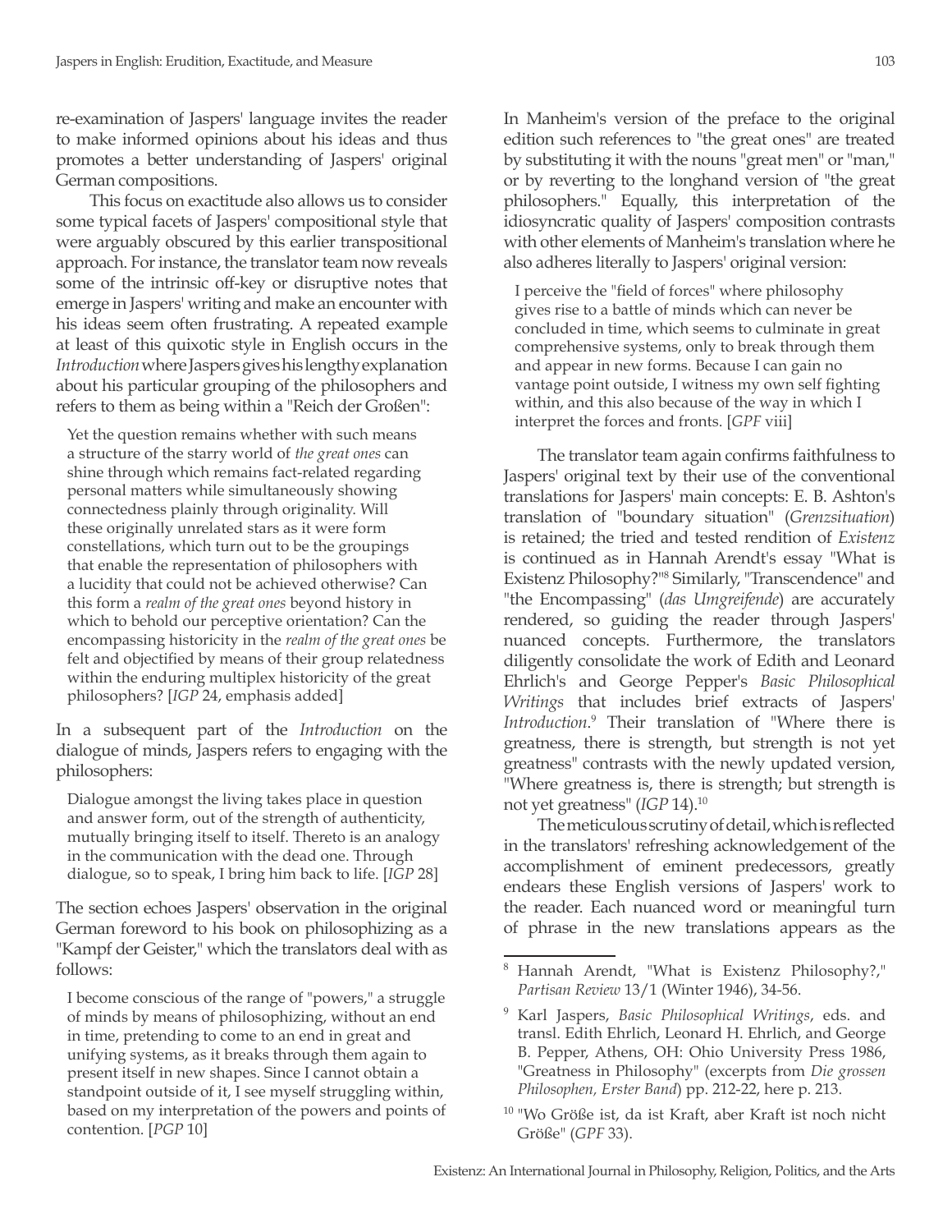re-examination of Jaspers' language invites the reader to make informed opinions about his ideas and thus promotes a better understanding of Jaspers' original German compositions.

This focus on exactitude also allows us to consider some typical facets of Jaspers' compositional style that were arguably obscured by this earlier transpositional approach. For instance, the translator team now reveals some of the intrinsic off-key or disruptive notes that emerge in Jaspers' writing and make an encounter with his ideas seem often frustrating. A repeated example at least of this quixotic style in English occurs in the *Introduction* where Jaspers gives his lengthy explanation about his particular grouping of the philosophers and refers to them as being within a "Reich der Großen":

> Yet the question remains whether with such means a structure of the starry world of *the great ones* can shine through which remains fact-related regarding personal matters while simultaneously showing connectedness plainly through originality. Will these originally unrelated stars as it were form constellations, which turn out to be the groupings that enable the representation of philosophers with a lucidity that could not be achieved otherwise? Can this form a *realm of the great ones* beyond history in which to behold our perceptive orientation? Can the encompassing historicity in the *realm of the great ones* be felt and objectified by means of their group relatedness within the enduring multiplex historicity of the great philosophers? [*IGP* 24, emphasis added]

In a subsequent part of the *Introduction* on the dialogue of minds, Jaspers refers to engaging with the philosophers:

> Dialogue amongst the living takes place in question and answer form, out of the strength of authenticity, mutually bringing itself to itself. Thereto is an analogy in the communication with the dead one. Through dialogue, so to speak, I bring him back to life. [*IGP* 28]

The section echoes Jaspers' observation in the original German foreword to his book on philosophizing as a "Kampf der Geister," which the translators deal with as follows:

> I become conscious of the range of "powers," a struggle of minds by means of philosophizing, without an end in time, pretending to come to an end in great and unifying systems, as it breaks through them again to present itself in new shapes. Since I cannot obtain a standpoint outside of it, I see myself struggling within, based on my interpretation of the powers and points of contention. [*PGP* 10]

In Manheim's version of the preface to the original edition such references to "the great ones" are treated by substituting it with the nouns "great men" or "man," or by reverting to the longhand version of "the great philosophers." Equally, this interpretation of the idiosyncratic quality of Jaspers' composition contrasts with other elements of Manheim's translation where he also adheres literally to Jaspers' original version:

> I perceive the "field of forces" where philosophy gives rise to a battle of minds which can never be concluded in time, which seems to culminate in great comprehensive systems, only to break through them and appear in new forms. Because I can gain no vantage point outside, I witness my own self fighting within, and this also because of the way in which I interpret the forces and fronts. [*GPF* viii]

The translator team again confirms faithfulness to Jaspers' original text by their use of the conventional translations for Jaspers' main concepts: E. B. Ashton's translation of "boundary situation" (*Grenzsituation*) is retained; the tried and tested rendition of *Existenz* is continued as in Hannah Arendt's essay "What is Existenz Philosophy?"[8] Similarly, "Transcendence" and "the Encompassing" (*das Umgreifende*) are accurately rendered, so guiding the reader through Jaspers' nuanced concepts. Furthermore, the translators diligently consolidate the work of Edith and Leonard Ehrlich's and George Pepper's *Basic Philosophical Writings* that includes brief extracts of Jaspers' *Introduction*.[9] Their translation of "Where there is greatness, there is strength, but strength is not yet greatness" contrasts with the newly updated version, "Where greatness is, there is strength; but strength is not yet greatness" (*IGP* 14).[10]

The meticulous scrutiny of detail, which is reflected in the translators' refreshing acknowledgement of the accomplishment of eminent predecessors, greatly endears these English versions of Jaspers' work to the reader. Each nuanced word or meaningful turn of phrase in the new translations appears as the

---

[8] Hannah Arendt, "What is Existenz Philosophy?," *Partisan Review* 13/1 (Winter 1946), 34-56.

[9] Karl Jaspers, *Basic Philosophical Writings*, eds. and transl. Edith Ehrlich, Leonard H. Ehrlich, and George B. Pepper, Athens, OH: Ohio University Press 1986, "Greatness in Philosophy" (excerpts from *Die grossen Philosophen, Erster Band*) pp. 212-22, here p. 213.

[10] "Wo Größe ist, da ist Kraft, aber Kraft ist noch nicht Größe" (*GPF* 33).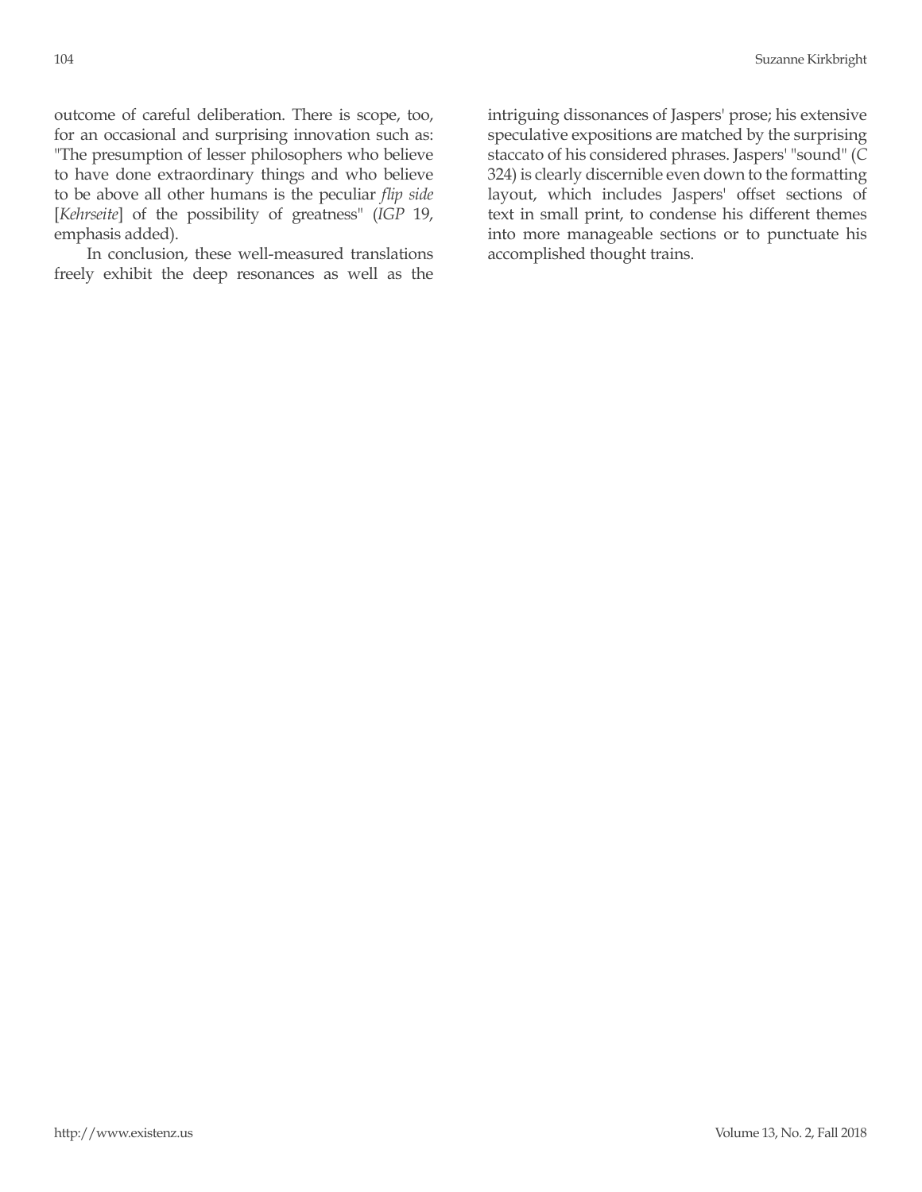outcome of careful deliberation. There is scope, too, for an occasional and surprising innovation such as: "The presumption of lesser philosophers who believe to have done extraordinary things and who believe to be above all other humans is the peculiar *flip side* [*Kehrseite*] of the possibility of greatness" (*IGP* 19, emphasis added).

In conclusion, these well-measured translations freely exhibit the deep resonances as well as the intriguing dissonances of Jaspers' prose; his extensive speculative expositions are matched by the surprising staccato of his considered phrases. Jaspers' "sound" (*C* 324) is clearly discernible even down to the formatting layout, which includes Jaspers' offset sections of text in small print, to condense his different themes into more manageable sections or to punctuate his accomplished thought trains.